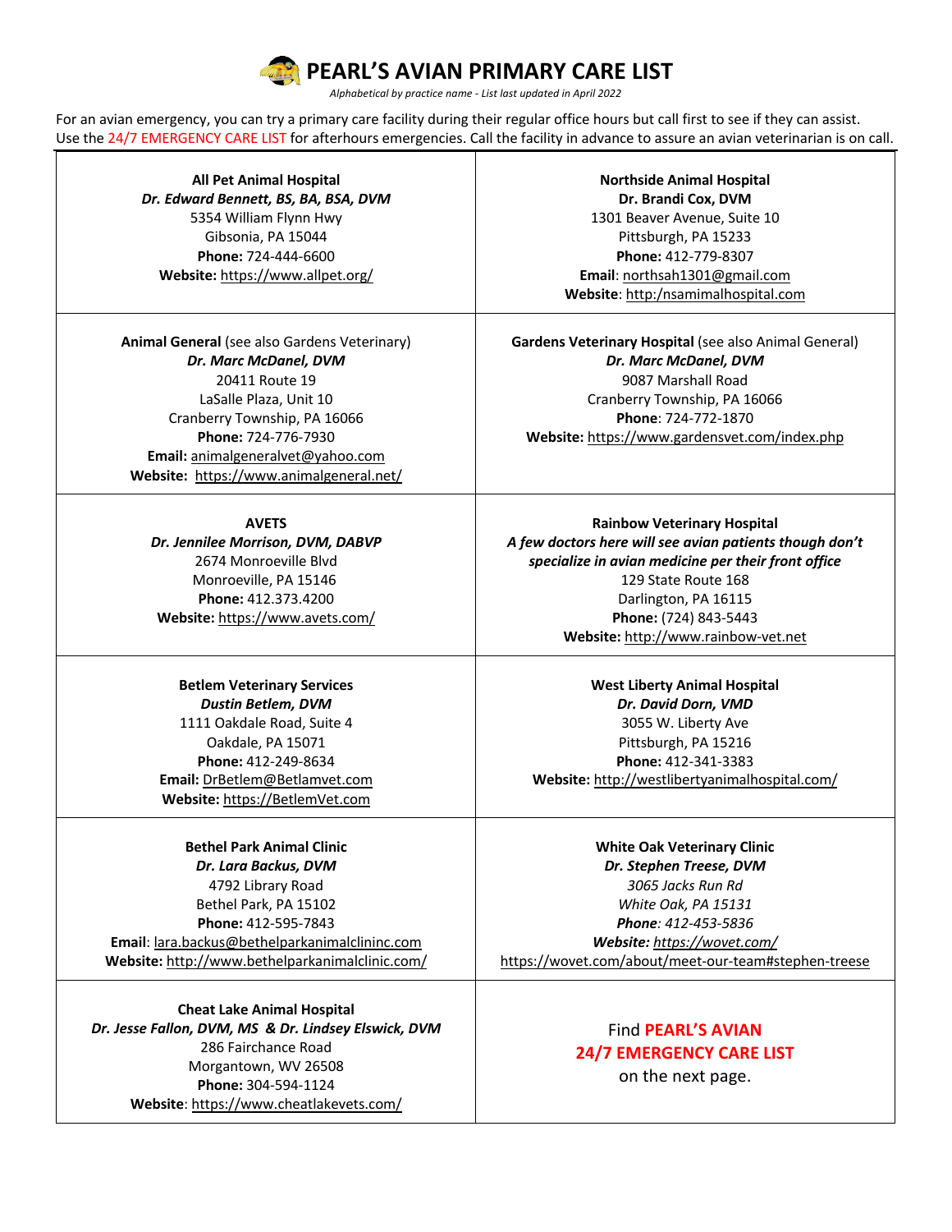# PEARL'S AVIAN PRIMARY CARE LIST

*Alphabetical by practice name - List last updated in April 2022*

For an avian emergency, you can try a primary care facility during their regular office hours but call first to see if they can assist. Use the 24/7 EMERGENCY CARE LIST for afterhours emergencies. Call the facility in advance to assure an avian veterinarian is on call.

**All Pet Animal Hospital**
***Dr. Edward Bennett, BS, BA, BSA, DVM***
5354 William Flynn Hwy
Gibsonia, PA 15044
**Phone:** 724-444-6600
**Website:** https://www.allpet.org/

**Animal General** (see also Gardens Veterinary)
***Dr. Marc McDanel, DVM***
20411 Route 19
LaSalle Plaza, Unit 10
Cranberry Township, PA 16066
**Phone:** 724-776-7930
**Email:** animalgeneralvet@yahoo.com
**Website:** https://www.animalgeneral.net/

**AVETS**
***Dr. Jennilee Morrison, DVM, DABVP***
2674 Monroeville Blvd
Monroeville, PA 15146
**Phone:** 412.373.4200
**Website:** https://www.avets.com/

**Betlem Veterinary Services**
***Dustin Betlem, DVM***
1111 Oakdale Road, Suite 4
Oakdale, PA 15071
**Phone:** 412-249-8634
**Email:** DrBetlem@Betlamvet.com
**Website:** https://BetlemVet.com

**Bethel Park Animal Clinic**
***Dr. Lara Backus, DVM***
4792 Library Road
Bethel Park, PA 15102
**Phone:** 412-595-7843
**Email**: lara.backus@bethelparkanimalclininc.com
**Website:** http://www.bethelparkanimalclinic.com/

**Cheat Lake Animal Hospital**
***Dr. Jesse Fallon, DVM, MS & Dr. Lindsey Elswick, DVM***
286 Fairchance Road
Morgantown, WV 26508
**Phone:** 304-594-1124
**Website**: https://www.cheatlakevets.com/

**Northside Animal Hospital**
**Dr. Brandi Cox, DVM**
1301 Beaver Avenue, Suite 10
Pittsburgh, PA 15233
**Phone:** 412-779-8307
**Email**: northsah1301@gmail.com
**Website**: http:/nsamimalhospital.com

**Gardens Veterinary Hospital** (see also Animal General)
***Dr. Marc McDanel, DVM***
9087 Marshall Road
Cranberry Township, PA 16066
**Phone**: 724-772-1870
**Website:** https://www.gardensvet.com/index.php

**Rainbow Veterinary Hospital**
***A few doctors here will see avian patients though don't specialize in avian medicine per their front office***
129 State Route 168
Darlington, PA 16115
**Phone:** (724) 843-5443
**Website:** http://www.rainbow-vet.net

**West Liberty Animal Hospital**
***Dr. David Dorn, VMD***
3055 W. Liberty Ave
Pittsburgh, PA 15216
**Phone:** 412-341-3383
**Website:** http://westlibertyanimalhospital.com/

**White Oak Veterinary Clinic**
***Dr. Stephen Treese, DVM***
*3065 Jacks Run Rd*
*White Oak, PA 15131*
***Phone**: 412-453-5836*
***Website:** https://wovet.com/*
https://wovet.com/about/meet-our-team#stephen-treese

Find **PEARL'S AVIAN 24/7 EMERGENCY CARE LIST** on the next page.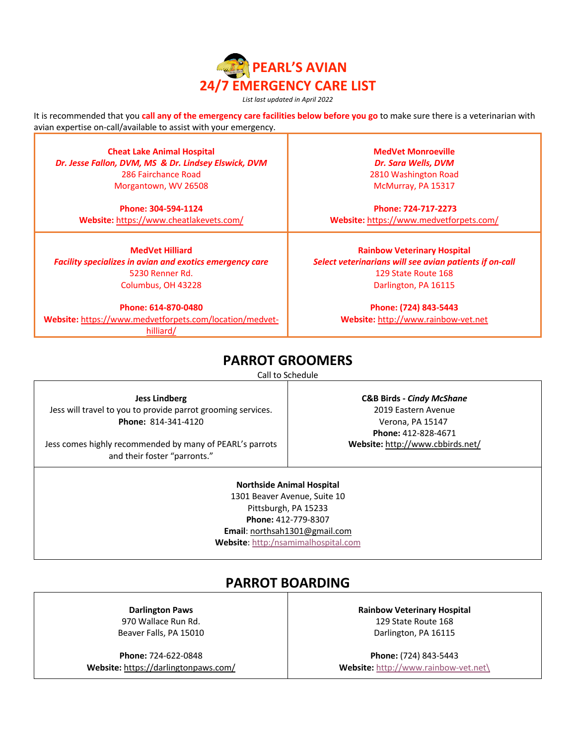# PEARL'S AVIAN 24/7 EMERGENCY CARE LIST

*List last updated in April 2022*

It is recommended that you **call any of the emergency care facilities below before you go** to make sure there is a veterinarian with avian expertise on-call/available to assist with your emergency.

**Cheat Lake Animal Hospital**
***Dr. Jesse Fallon, DVM, MS & Dr. Lindsey Elswick, DVM***
286 Fairchance Road
Morgantown, WV 26508

**Phone: 304-594-1124**
**Website:** https://www.cheatlakevets.com/

**MedVet Monroeville**
***Dr. Sara Wells, DVM***
2810 Washington Road
McMurray, PA 15317

**Phone: 724-717-2273**
**Website:** https://www.medvetforpets.com/

**MedVet Hilliard**
***Facility specializes in avian and exotics emergency care***
5230 Renner Rd.
Columbus, OH 43228

**Phone: 614-870-0480**
**Website:** https://www.medvetforpets.com/location/medvet-hilliard/

**Rainbow Veterinary Hospital**
***Select veterinarians will see avian patients if on-call***
129 State Route 168
Darlington, PA 16115

**Phone: (724) 843-5443**
**Website:** http://www.rainbow-vet.net

## PARROT GROOMERS

Call to Schedule

**Jess Lindberg**
Jess will travel to you to provide parrot grooming services.
**Phone:** 814-341-4120

Jess comes highly recommended by many of PEARL's parrots and their foster "parronts."

**C&B Birds - *Cindy McShane***
2019 Eastern Avenue
Verona, PA 15147
**Phone:** 412-828-4671
**Website:** http://www.cbbirds.net/

**Northside Animal Hospital**
1301 Beaver Avenue, Suite 10
Pittsburgh, PA 15233
**Phone:** 412-779-8307
**Email**: northsah1301@gmail.com
**Website**: http:/nsamimalhospital.com

## PARROT BOARDING

**Darlington Paws**
970 Wallace Run Rd.
Beaver Falls, PA 15010

**Phone:** 724-622-0848
**Website:** https://darlingtonpaws.com/

**Rainbow Veterinary Hospital**
129 State Route 168
Darlington, PA 16115

**Phone:** (724) 843-5443
**Website:** http://www.rainbow-vet.net\